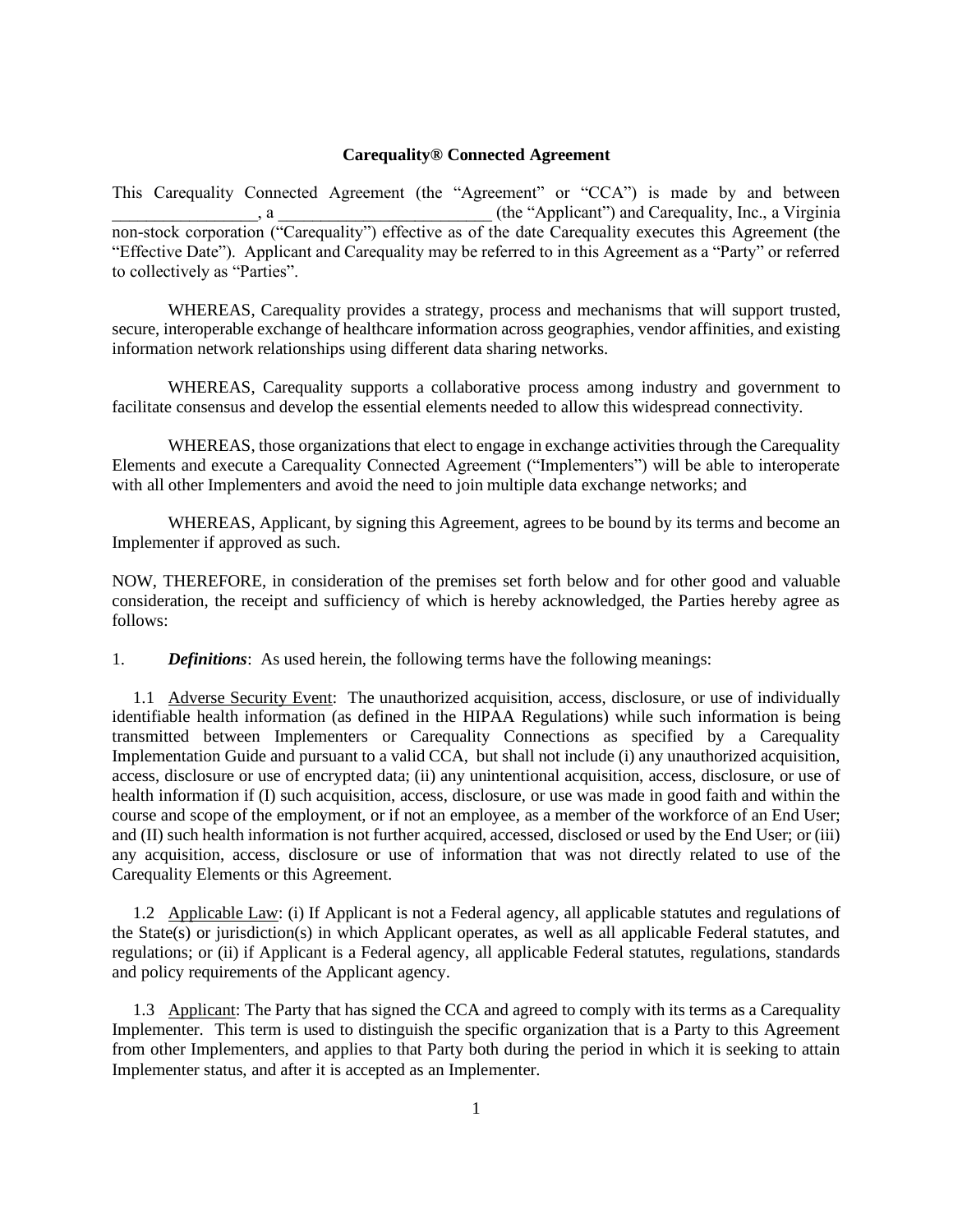**Carequality® Connected Agreement**

This Carequality Connected Agreement (the "Agreement" or "CCA") is made by and between _________________, a _________________________ (the "Applicant") and Carequality, Inc., a Virginia non-stock corporation ("Carequality") effective as of the date Carequality executes this Agreement (the "Effective Date"). Applicant and Carequality may be referred to in this Agreement as a "Party" or referred to collectively as "Parties".

WHEREAS, Carequality provides a strategy, process and mechanisms that will support trusted, secure, interoperable exchange of healthcare information across geographies, vendor affinities, and existing information network relationships using different data sharing networks.

WHEREAS, Carequality supports a collaborative process among industry and government to facilitate consensus and develop the essential elements needed to allow this widespread connectivity.

WHEREAS, those organizations that elect to engage in exchange activities through the Carequality Elements and execute a Carequality Connected Agreement ("Implementers") will be able to interoperate with all other Implementers and avoid the need to join multiple data exchange networks; and

WHEREAS, Applicant, by signing this Agreement, agrees to be bound by its terms and become an Implementer if approved as such.

NOW, THEREFORE, in consideration of the premises set forth below and for other good and valuable consideration, the receipt and sufficiency of which is hereby acknowledged, the Parties hereby agree as follows:

1. ***Definitions***: As used herein, the following terms have the following meanings:

1.1 Adverse Security Event: The unauthorized acquisition, access, disclosure, or use of individually identifiable health information (as defined in the HIPAA Regulations) while such information is being transmitted between Implementers or Carequality Connections as specified by a Carequality Implementation Guide and pursuant to a valid CCA, but shall not include (i) any unauthorized acquisition, access, disclosure or use of encrypted data; (ii) any unintentional acquisition, access, disclosure, or use of health information if (I) such acquisition, access, disclosure, or use was made in good faith and within the course and scope of the employment, or if not an employee, as a member of the workforce of an End User; and (II) such health information is not further acquired, accessed, disclosed or used by the End User; or (iii) any acquisition, access, disclosure or use of information that was not directly related to use of the Carequality Elements or this Agreement.

1.2 Applicable Law: (i) If Applicant is not a Federal agency, all applicable statutes and regulations of the State(s) or jurisdiction(s) in which Applicant operates, as well as all applicable Federal statutes, and regulations; or (ii) if Applicant is a Federal agency, all applicable Federal statutes, regulations, standards and policy requirements of the Applicant agency.

1.3 Applicant: The Party that has signed the CCA and agreed to comply with its terms as a Carequality Implementer. This term is used to distinguish the specific organization that is a Party to this Agreement from other Implementers, and applies to that Party both during the period in which it is seeking to attain Implementer status, and after it is accepted as an Implementer.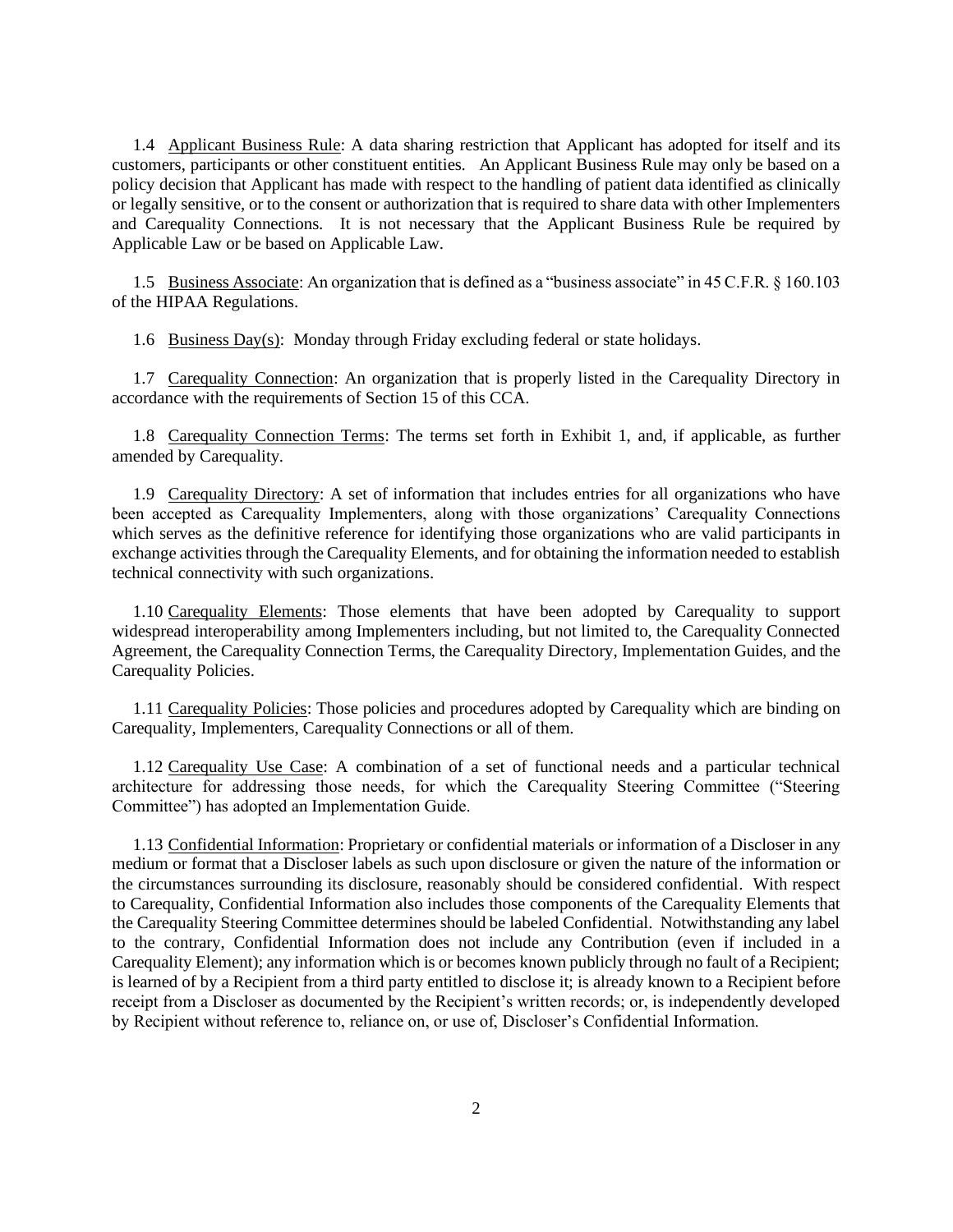1.4 Applicant Business Rule: A data sharing restriction that Applicant has adopted for itself and its customers, participants or other constituent entities. An Applicant Business Rule may only be based on a policy decision that Applicant has made with respect to the handling of patient data identified as clinically or legally sensitive, or to the consent or authorization that is required to share data with other Implementers and Carequality Connections. It is not necessary that the Applicant Business Rule be required by Applicable Law or be based on Applicable Law.

1.5 Business Associate: An organization that is defined as a "business associate" in 45 C.F.R. § 160.103 of the HIPAA Regulations.

1.6 Business Day(s): Monday through Friday excluding federal or state holidays.

1.7 Carequality Connection: An organization that is properly listed in the Carequality Directory in accordance with the requirements of Section 15 of this CCA.

1.8 Carequality Connection Terms: The terms set forth in Exhibit 1, and, if applicable, as further amended by Carequality.

1.9 Carequality Directory: A set of information that includes entries for all organizations who have been accepted as Carequality Implementers, along with those organizations' Carequality Connections which serves as the definitive reference for identifying those organizations who are valid participants in exchange activities through the Carequality Elements, and for obtaining the information needed to establish technical connectivity with such organizations.

1.10 Carequality Elements: Those elements that have been adopted by Carequality to support widespread interoperability among Implementers including, but not limited to, the Carequality Connected Agreement, the Carequality Connection Terms, the Carequality Directory, Implementation Guides, and the Carequality Policies.

1.11 Carequality Policies: Those policies and procedures adopted by Carequality which are binding on Carequality, Implementers, Carequality Connections or all of them.

1.12 Carequality Use Case: A combination of a set of functional needs and a particular technical architecture for addressing those needs, for which the Carequality Steering Committee ("Steering Committee") has adopted an Implementation Guide.

1.13 Confidential Information: Proprietary or confidential materials or information of a Discloser in any medium or format that a Discloser labels as such upon disclosure or given the nature of the information or the circumstances surrounding its disclosure, reasonably should be considered confidential. With respect to Carequality, Confidential Information also includes those components of the Carequality Elements that the Carequality Steering Committee determines should be labeled Confidential. Notwithstanding any label to the contrary, Confidential Information does not include any Contribution (even if included in a Carequality Element); any information which is or becomes known publicly through no fault of a Recipient; is learned of by a Recipient from a third party entitled to disclose it; is already known to a Recipient before receipt from a Discloser as documented by the Recipient's written records; or, is independently developed by Recipient without reference to, reliance on, or use of, Discloser's Confidential Information.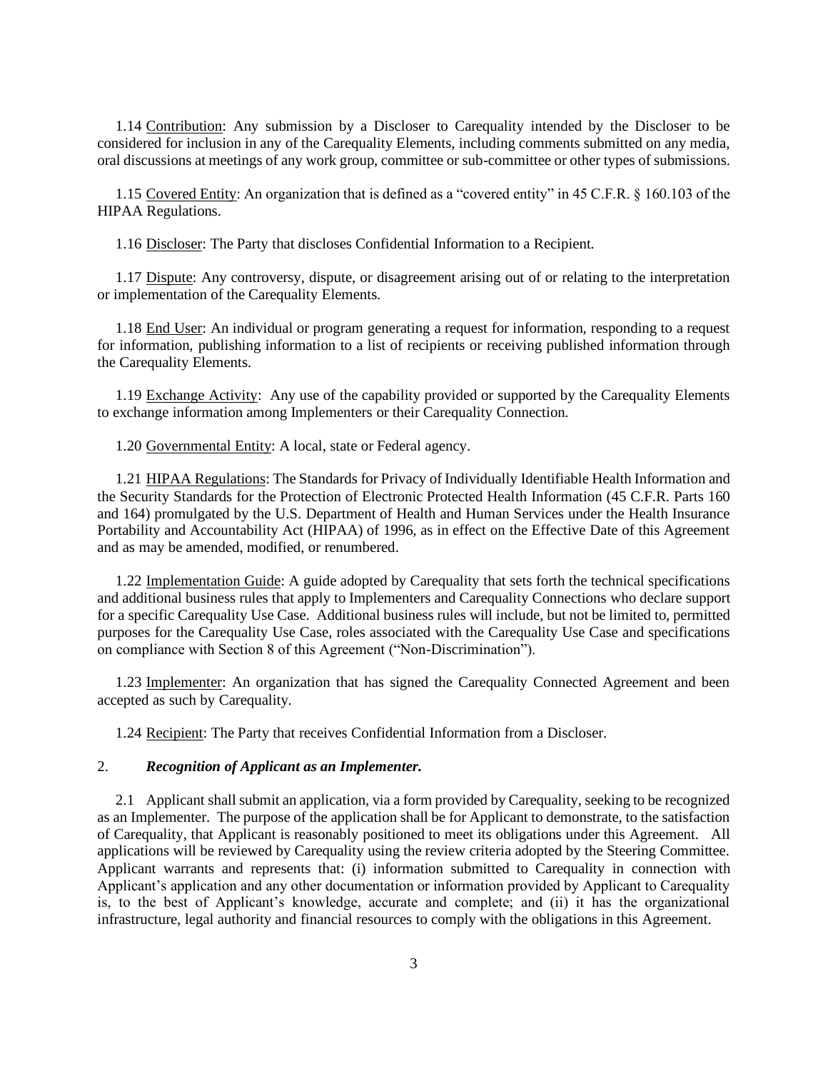1.14 Contribution: Any submission by a Discloser to Carequality intended by the Discloser to be considered for inclusion in any of the Carequality Elements, including comments submitted on any media, oral discussions at meetings of any work group, committee or sub-committee or other types of submissions.

1.15 Covered Entity: An organization that is defined as a "covered entity" in 45 C.F.R. § 160.103 of the HIPAA Regulations.

1.16 Discloser: The Party that discloses Confidential Information to a Recipient.

1.17 Dispute: Any controversy, dispute, or disagreement arising out of or relating to the interpretation or implementation of the Carequality Elements.

1.18 End User: An individual or program generating a request for information, responding to a request for information, publishing information to a list of recipients or receiving published information through the Carequality Elements.

1.19 Exchange Activity: Any use of the capability provided or supported by the Carequality Elements to exchange information among Implementers or their Carequality Connection.

1.20 Governmental Entity: A local, state or Federal agency.

1.21 HIPAA Regulations: The Standards for Privacy of Individually Identifiable Health Information and the Security Standards for the Protection of Electronic Protected Health Information (45 C.F.R. Parts 160 and 164) promulgated by the U.S. Department of Health and Human Services under the Health Insurance Portability and Accountability Act (HIPAA) of 1996, as in effect on the Effective Date of this Agreement and as may be amended, modified, or renumbered.

1.22 Implementation Guide: A guide adopted by Carequality that sets forth the technical specifications and additional business rules that apply to Implementers and Carequality Connections who declare support for a specific Carequality Use Case. Additional business rules will include, but not be limited to, permitted purposes for the Carequality Use Case, roles associated with the Carequality Use Case and specifications on compliance with Section 8 of this Agreement ("Non-Discrimination").

1.23 Implementer: An organization that has signed the Carequality Connected Agreement and been accepted as such by Carequality.

1.24 Recipient: The Party that receives Confidential Information from a Discloser.

## 2. *Recognition of Applicant as an Implementer.*

2.1 Applicant shall submit an application, via a form provided by Carequality, seeking to be recognized as an Implementer. The purpose of the application shall be for Applicant to demonstrate, to the satisfaction of Carequality, that Applicant is reasonably positioned to meet its obligations under this Agreement. All applications will be reviewed by Carequality using the review criteria adopted by the Steering Committee. Applicant warrants and represents that: (i) information submitted to Carequality in connection with Applicant's application and any other documentation or information provided by Applicant to Carequality is, to the best of Applicant's knowledge, accurate and complete; and (ii) it has the organizational infrastructure, legal authority and financial resources to comply with the obligations in this Agreement.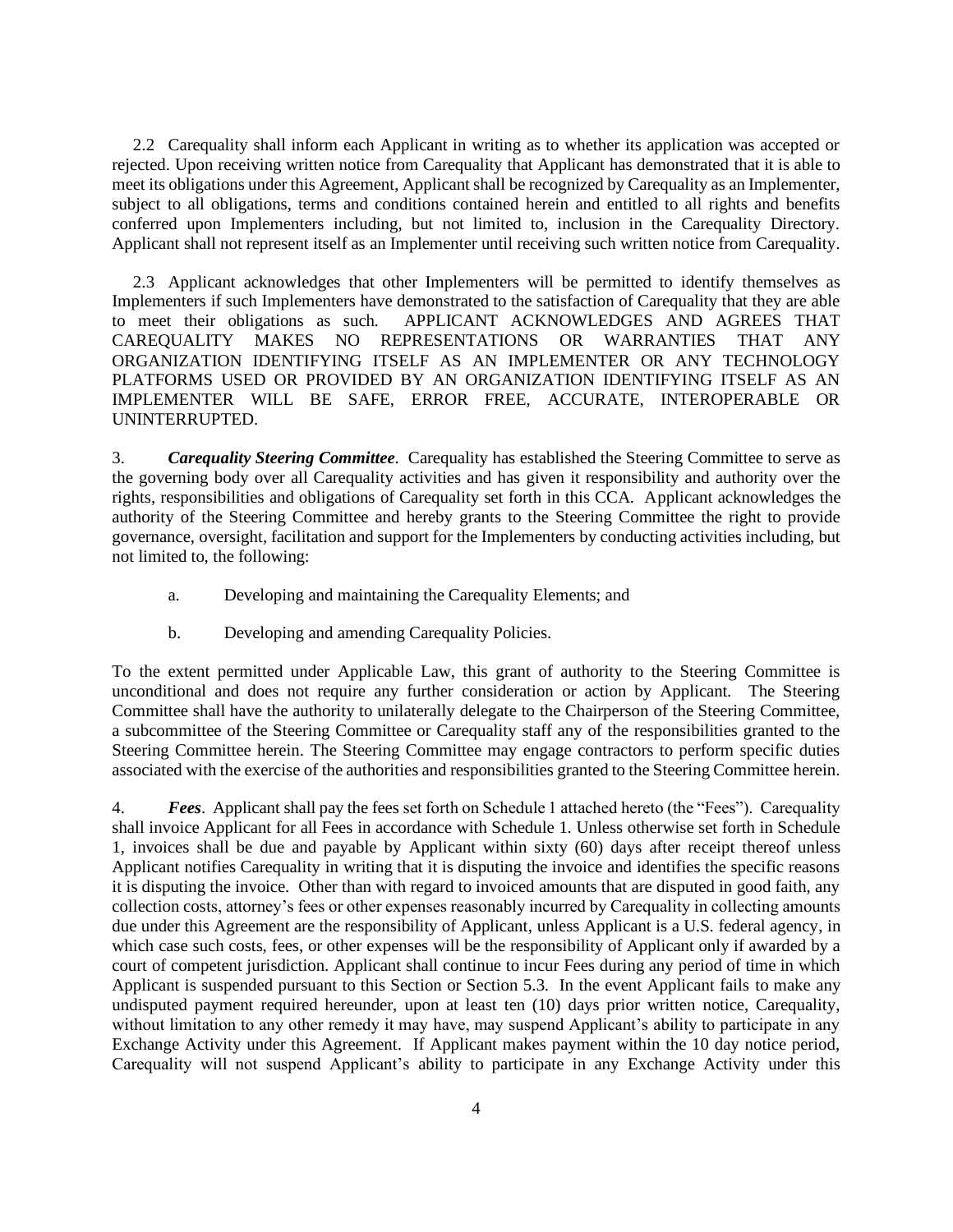2.2 Carequality shall inform each Applicant in writing as to whether its application was accepted or rejected. Upon receiving written notice from Carequality that Applicant has demonstrated that it is able to meet its obligations under this Agreement, Applicant shall be recognized by Carequality as an Implementer, subject to all obligations, terms and conditions contained herein and entitled to all rights and benefits conferred upon Implementers including, but not limited to, inclusion in the Carequality Directory. Applicant shall not represent itself as an Implementer until receiving such written notice from Carequality.

2.3 Applicant acknowledges that other Implementers will be permitted to identify themselves as Implementers if such Implementers have demonstrated to the satisfaction of Carequality that they are able to meet their obligations as such. APPLICANT ACKNOWLEDGES AND AGREES THAT CAREQUALITY MAKES NO REPRESENTATIONS OR WARRANTIES THAT ANY ORGANIZATION IDENTIFYING ITSELF AS AN IMPLEMENTER OR ANY TECHNOLOGY PLATFORMS USED OR PROVIDED BY AN ORGANIZATION IDENTIFYING ITSELF AS AN IMPLEMENTER WILL BE SAFE, ERROR FREE, ACCURATE, INTEROPERABLE OR UNINTERRUPTED.

3. ***Carequality Steering Committee***. Carequality has established the Steering Committee to serve as the governing body over all Carequality activities and has given it responsibility and authority over the rights, responsibilities and obligations of Carequality set forth in this CCA. Applicant acknowledges the authority of the Steering Committee and hereby grants to the Steering Committee the right to provide governance, oversight, facilitation and support for the Implementers by conducting activities including, but not limited to, the following:

a. Developing and maintaining the Carequality Elements; and

b. Developing and amending Carequality Policies.

To the extent permitted under Applicable Law, this grant of authority to the Steering Committee is unconditional and does not require any further consideration or action by Applicant. The Steering Committee shall have the authority to unilaterally delegate to the Chairperson of the Steering Committee, a subcommittee of the Steering Committee or Carequality staff any of the responsibilities granted to the Steering Committee herein. The Steering Committee may engage contractors to perform specific duties associated with the exercise of the authorities and responsibilities granted to the Steering Committee herein.

4. ***Fees***. Applicant shall pay the fees set forth on Schedule 1 attached hereto (the "Fees"). Carequality shall invoice Applicant for all Fees in accordance with Schedule 1. Unless otherwise set forth in Schedule 1, invoices shall be due and payable by Applicant within sixty (60) days after receipt thereof unless Applicant notifies Carequality in writing that it is disputing the invoice and identifies the specific reasons it is disputing the invoice. Other than with regard to invoiced amounts that are disputed in good faith, any collection costs, attorney's fees or other expenses reasonably incurred by Carequality in collecting amounts due under this Agreement are the responsibility of Applicant, unless Applicant is a U.S. federal agency, in which case such costs, fees, or other expenses will be the responsibility of Applicant only if awarded by a court of competent jurisdiction. Applicant shall continue to incur Fees during any period of time in which Applicant is suspended pursuant to this Section or Section 5.3. In the event Applicant fails to make any undisputed payment required hereunder, upon at least ten (10) days prior written notice, Carequality, without limitation to any other remedy it may have, may suspend Applicant's ability to participate in any Exchange Activity under this Agreement. If Applicant makes payment within the 10 day notice period, Carequality will not suspend Applicant's ability to participate in any Exchange Activity under this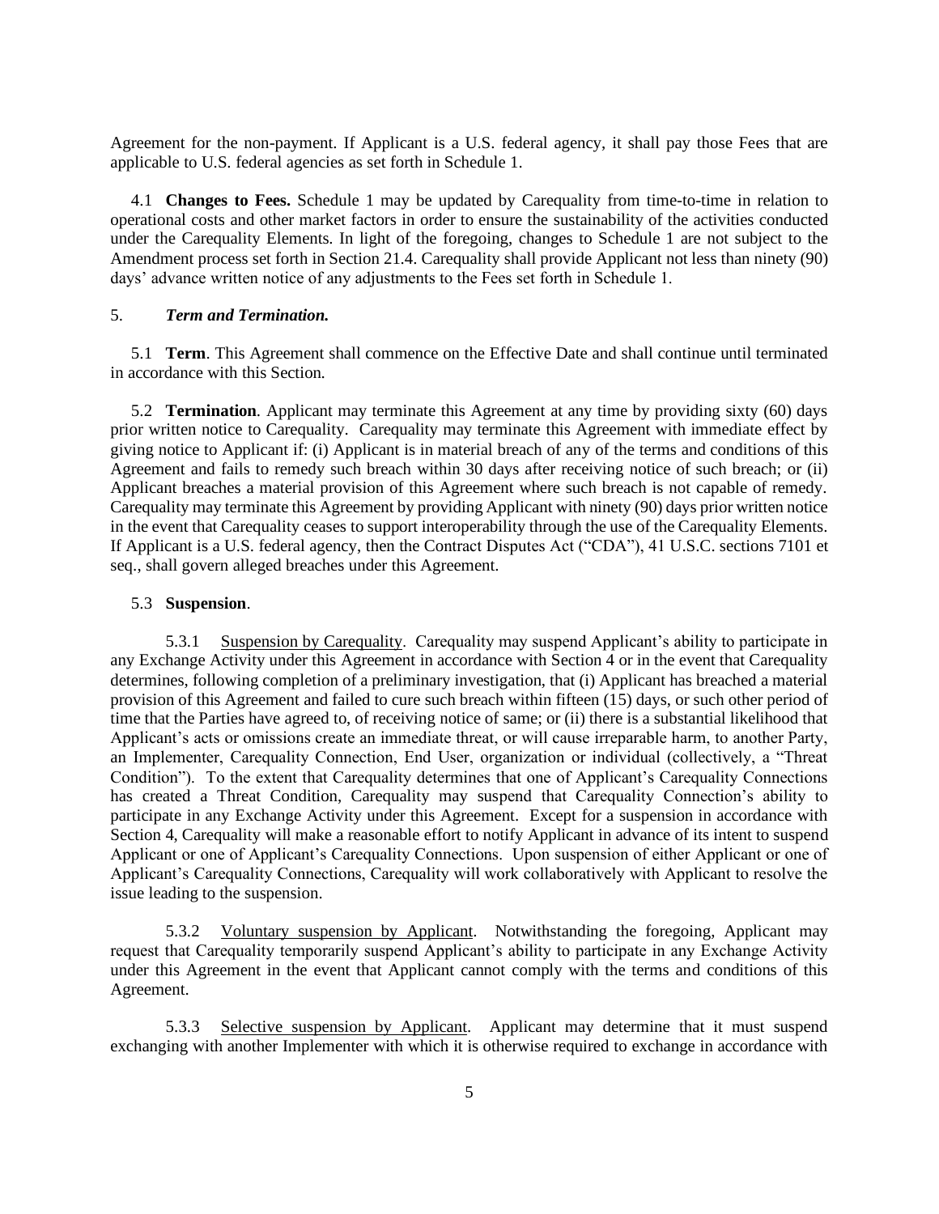Agreement for the non-payment. If Applicant is a U.S. federal agency, it shall pay those Fees that are applicable to U.S. federal agencies as set forth in Schedule 1.

4.1 **Changes to Fees.** Schedule 1 may be updated by Carequality from time-to-time in relation to operational costs and other market factors in order to ensure the sustainability of the activities conducted under the Carequality Elements. In light of the foregoing, changes to Schedule 1 are not subject to the Amendment process set forth in Section 21.4. Carequality shall provide Applicant not less than ninety (90) days' advance written notice of any adjustments to the Fees set forth in Schedule 1.

5. ***Term and Termination.***

5.1 **Term**. This Agreement shall commence on the Effective Date and shall continue until terminated in accordance with this Section.

5.2 **Termination**. Applicant may terminate this Agreement at any time by providing sixty (60) days prior written notice to Carequality. Carequality may terminate this Agreement with immediate effect by giving notice to Applicant if: (i) Applicant is in material breach of any of the terms and conditions of this Agreement and fails to remedy such breach within 30 days after receiving notice of such breach; or (ii) Applicant breaches a material provision of this Agreement where such breach is not capable of remedy. Carequality may terminate this Agreement by providing Applicant with ninety (90) days prior written notice in the event that Carequality ceases to support interoperability through the use of the Carequality Elements. If Applicant is a U.S. federal agency, then the Contract Disputes Act ("CDA"), 41 U.S.C. sections 7101 et seq., shall govern alleged breaches under this Agreement.

5.3 **Suspension**.

5.3.1 Suspension by Carequality. Carequality may suspend Applicant's ability to participate in any Exchange Activity under this Agreement in accordance with Section 4 or in the event that Carequality determines, following completion of a preliminary investigation, that (i) Applicant has breached a material provision of this Agreement and failed to cure such breach within fifteen (15) days, or such other period of time that the Parties have agreed to, of receiving notice of same; or (ii) there is a substantial likelihood that Applicant's acts or omissions create an immediate threat, or will cause irreparable harm, to another Party, an Implementer, Carequality Connection, End User, organization or individual (collectively, a "Threat Condition"). To the extent that Carequality determines that one of Applicant's Carequality Connections has created a Threat Condition, Carequality may suspend that Carequality Connection's ability to participate in any Exchange Activity under this Agreement. Except for a suspension in accordance with Section 4, Carequality will make a reasonable effort to notify Applicant in advance of its intent to suspend Applicant or one of Applicant's Carequality Connections. Upon suspension of either Applicant or one of Applicant's Carequality Connections, Carequality will work collaboratively with Applicant to resolve the issue leading to the suspension.

5.3.2 Voluntary suspension by Applicant. Notwithstanding the foregoing, Applicant may request that Carequality temporarily suspend Applicant's ability to participate in any Exchange Activity under this Agreement in the event that Applicant cannot comply with the terms and conditions of this Agreement.

5.3.3 Selective suspension by Applicant. Applicant may determine that it must suspend exchanging with another Implementer with which it is otherwise required to exchange in accordance with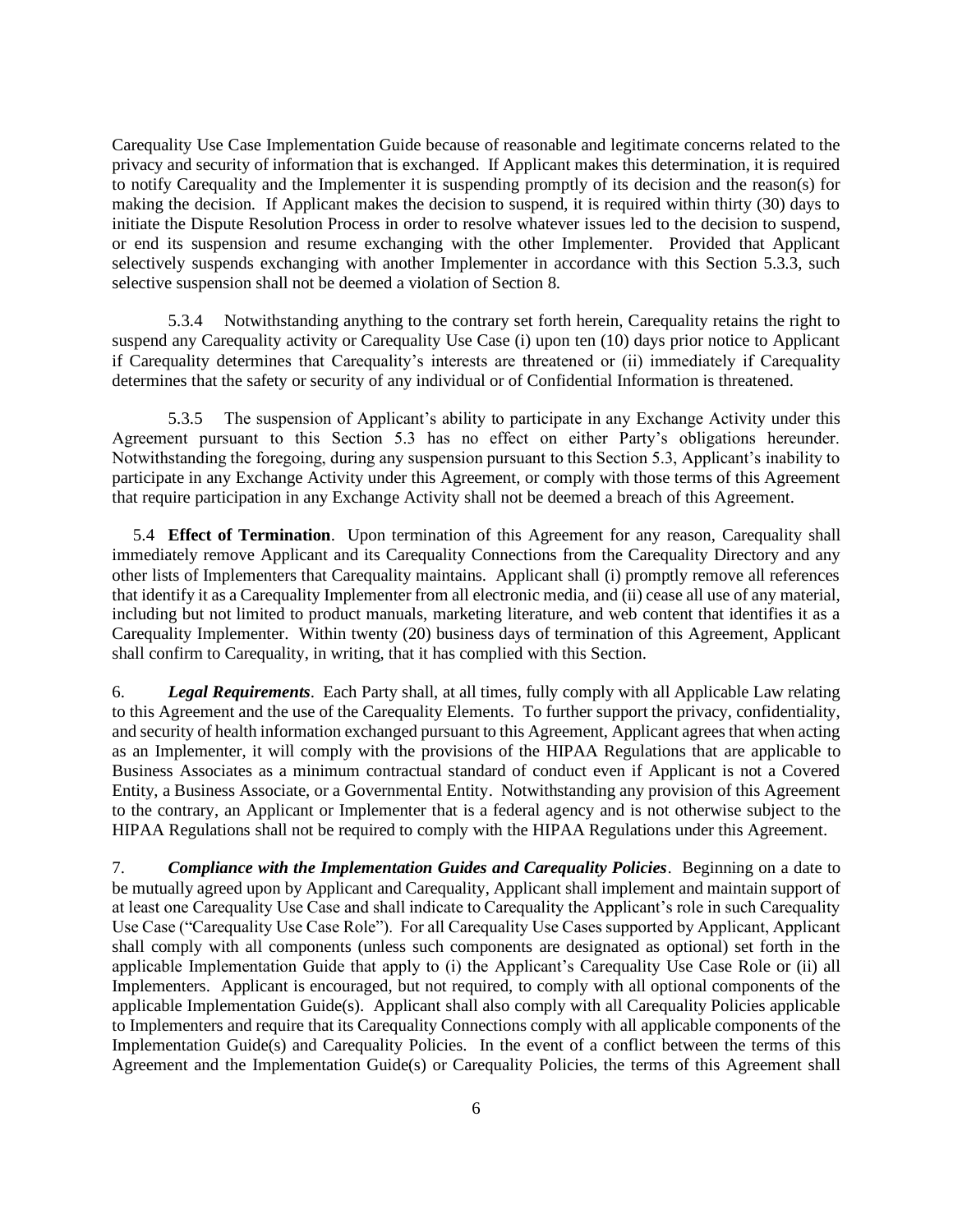Carequality Use Case Implementation Guide because of reasonable and legitimate concerns related to the privacy and security of information that is exchanged. If Applicant makes this determination, it is required to notify Carequality and the Implementer it is suspending promptly of its decision and the reason(s) for making the decision. If Applicant makes the decision to suspend, it is required within thirty (30) days to initiate the Dispute Resolution Process in order to resolve whatever issues led to the decision to suspend, or end its suspension and resume exchanging with the other Implementer. Provided that Applicant selectively suspends exchanging with another Implementer in accordance with this Section 5.3.3, such selective suspension shall not be deemed a violation of Section 8.

5.3.4 Notwithstanding anything to the contrary set forth herein, Carequality retains the right to suspend any Carequality activity or Carequality Use Case (i) upon ten (10) days prior notice to Applicant if Carequality determines that Carequality's interests are threatened or (ii) immediately if Carequality determines that the safety or security of any individual or of Confidential Information is threatened.

5.3.5 The suspension of Applicant's ability to participate in any Exchange Activity under this Agreement pursuant to this Section 5.3 has no effect on either Party's obligations hereunder. Notwithstanding the foregoing, during any suspension pursuant to this Section 5.3, Applicant's inability to participate in any Exchange Activity under this Agreement, or comply with those terms of this Agreement that require participation in any Exchange Activity shall not be deemed a breach of this Agreement.

5.4 **Effect of Termination**. Upon termination of this Agreement for any reason, Carequality shall immediately remove Applicant and its Carequality Connections from the Carequality Directory and any other lists of Implementers that Carequality maintains. Applicant shall (i) promptly remove all references that identify it as a Carequality Implementer from all electronic media, and (ii) cease all use of any material, including but not limited to product manuals, marketing literature, and web content that identifies it as a Carequality Implementer. Within twenty (20) business days of termination of this Agreement, Applicant shall confirm to Carequality, in writing, that it has complied with this Section.

6. ***Legal Requirements***. Each Party shall, at all times, fully comply with all Applicable Law relating to this Agreement and the use of the Carequality Elements. To further support the privacy, confidentiality, and security of health information exchanged pursuant to this Agreement, Applicant agrees that when acting as an Implementer, it will comply with the provisions of the HIPAA Regulations that are applicable to Business Associates as a minimum contractual standard of conduct even if Applicant is not a Covered Entity, a Business Associate, or a Governmental Entity. Notwithstanding any provision of this Agreement to the contrary, an Applicant or Implementer that is a federal agency and is not otherwise subject to the HIPAA Regulations shall not be required to comply with the HIPAA Regulations under this Agreement.

7. ***Compliance with the Implementation Guides and Carequality Policies***. Beginning on a date to be mutually agreed upon by Applicant and Carequality, Applicant shall implement and maintain support of at least one Carequality Use Case and shall indicate to Carequality the Applicant's role in such Carequality Use Case ("Carequality Use Case Role"). For all Carequality Use Cases supported by Applicant, Applicant shall comply with all components (unless such components are designated as optional) set forth in the applicable Implementation Guide that apply to (i) the Applicant's Carequality Use Case Role or (ii) all Implementers. Applicant is encouraged, but not required, to comply with all optional components of the applicable Implementation Guide(s). Applicant shall also comply with all Carequality Policies applicable to Implementers and require that its Carequality Connections comply with all applicable components of the Implementation Guide(s) and Carequality Policies. In the event of a conflict between the terms of this Agreement and the Implementation Guide(s) or Carequality Policies, the terms of this Agreement shall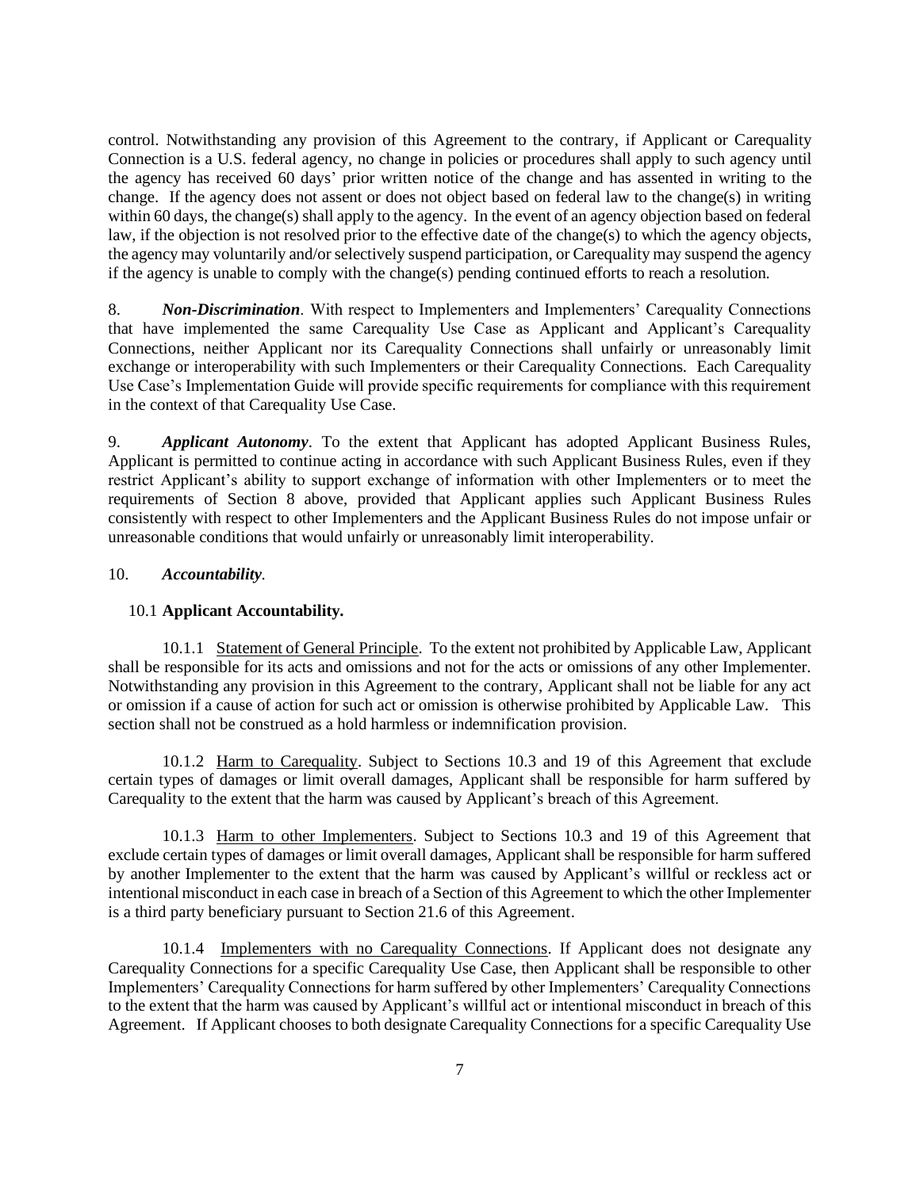control. Notwithstanding any provision of this Agreement to the contrary, if Applicant or Carequality Connection is a U.S. federal agency, no change in policies or procedures shall apply to such agency until the agency has received 60 days' prior written notice of the change and has assented in writing to the change. If the agency does not assent or does not object based on federal law to the change(s) in writing within 60 days, the change(s) shall apply to the agency. In the event of an agency objection based on federal law, if the objection is not resolved prior to the effective date of the change(s) to which the agency objects, the agency may voluntarily and/or selectively suspend participation, or Carequality may suspend the agency if the agency is unable to comply with the change(s) pending continued efforts to reach a resolution.

8. ***Non-Discrimination***. With respect to Implementers and Implementers' Carequality Connections that have implemented the same Carequality Use Case as Applicant and Applicant's Carequality Connections, neither Applicant nor its Carequality Connections shall unfairly or unreasonably limit exchange or interoperability with such Implementers or their Carequality Connections. Each Carequality Use Case's Implementation Guide will provide specific requirements for compliance with this requirement in the context of that Carequality Use Case.

9. ***Applicant Autonomy***. To the extent that Applicant has adopted Applicant Business Rules, Applicant is permitted to continue acting in accordance with such Applicant Business Rules, even if they restrict Applicant's ability to support exchange of information with other Implementers or to meet the requirements of Section 8 above, provided that Applicant applies such Applicant Business Rules consistently with respect to other Implementers and the Applicant Business Rules do not impose unfair or unreasonable conditions that would unfairly or unreasonably limit interoperability.

10. ***Accountability***.

10.1 **Applicant Accountability.**

10.1.1 Statement of General Principle. To the extent not prohibited by Applicable Law, Applicant shall be responsible for its acts and omissions and not for the acts or omissions of any other Implementer. Notwithstanding any provision in this Agreement to the contrary, Applicant shall not be liable for any act or omission if a cause of action for such act or omission is otherwise prohibited by Applicable Law. This section shall not be construed as a hold harmless or indemnification provision.

10.1.2 Harm to Carequality. Subject to Sections 10.3 and 19 of this Agreement that exclude certain types of damages or limit overall damages, Applicant shall be responsible for harm suffered by Carequality to the extent that the harm was caused by Applicant's breach of this Agreement.

10.1.3 Harm to other Implementers. Subject to Sections 10.3 and 19 of this Agreement that exclude certain types of damages or limit overall damages, Applicant shall be responsible for harm suffered by another Implementer to the extent that the harm was caused by Applicant's willful or reckless act or intentional misconduct in each case in breach of a Section of this Agreement to which the other Implementer is a third party beneficiary pursuant to Section 21.6 of this Agreement.

10.1.4 Implementers with no Carequality Connections. If Applicant does not designate any Carequality Connections for a specific Carequality Use Case, then Applicant shall be responsible to other Implementers' Carequality Connections for harm suffered by other Implementers' Carequality Connections to the extent that the harm was caused by Applicant's willful act or intentional misconduct in breach of this Agreement. If Applicant chooses to both designate Carequality Connections for a specific Carequality Use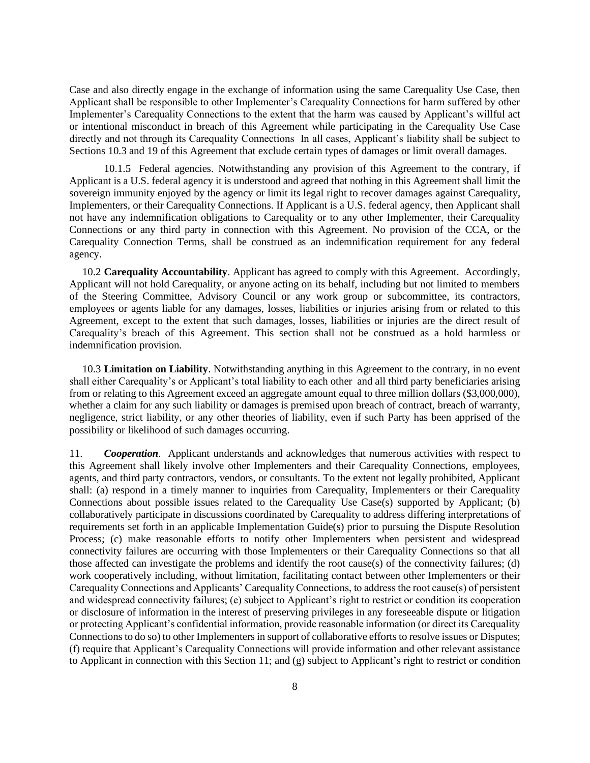Case and also directly engage in the exchange of information using the same Carequality Use Case, then Applicant shall be responsible to other Implementer's Carequality Connections for harm suffered by other Implementer's Carequality Connections to the extent that the harm was caused by Applicant's willful act or intentional misconduct in breach of this Agreement while participating in the Carequality Use Case directly and not through its Carequality Connections In all cases, Applicant's liability shall be subject to Sections 10.3 and 19 of this Agreement that exclude certain types of damages or limit overall damages.

10.1.5 Federal agencies. Notwithstanding any provision of this Agreement to the contrary, if Applicant is a U.S. federal agency it is understood and agreed that nothing in this Agreement shall limit the sovereign immunity enjoyed by the agency or limit its legal right to recover damages against Carequality, Implementers, or their Carequality Connections. If Applicant is a U.S. federal agency, then Applicant shall not have any indemnification obligations to Carequality or to any other Implementer, their Carequality Connections or any third party in connection with this Agreement. No provision of the CCA, or the Carequality Connection Terms, shall be construed as an indemnification requirement for any federal agency.

10.2 **Carequality Accountability**. Applicant has agreed to comply with this Agreement. Accordingly, Applicant will not hold Carequality, or anyone acting on its behalf, including but not limited to members of the Steering Committee, Advisory Council or any work group or subcommittee, its contractors, employees or agents liable for any damages, losses, liabilities or injuries arising from or related to this Agreement, except to the extent that such damages, losses, liabilities or injuries are the direct result of Carequality's breach of this Agreement. This section shall not be construed as a hold harmless or indemnification provision.

10.3 **Limitation on Liability**. Notwithstanding anything in this Agreement to the contrary, in no event shall either Carequality's or Applicant's total liability to each other and all third party beneficiaries arising from or relating to this Agreement exceed an aggregate amount equal to three million dollars ($3,000,000), whether a claim for any such liability or damages is premised upon breach of contract, breach of warranty, negligence, strict liability, or any other theories of liability, even if such Party has been apprised of the possibility or likelihood of such damages occurring.

11. ***Cooperation***. Applicant understands and acknowledges that numerous activities with respect to this Agreement shall likely involve other Implementers and their Carequality Connections, employees, agents, and third party contractors, vendors, or consultants. To the extent not legally prohibited, Applicant shall: (a) respond in a timely manner to inquiries from Carequality, Implementers or their Carequality Connections about possible issues related to the Carequality Use Case(s) supported by Applicant; (b) collaboratively participate in discussions coordinated by Carequality to address differing interpretations of requirements set forth in an applicable Implementation Guide(s) prior to pursuing the Dispute Resolution Process; (c) make reasonable efforts to notify other Implementers when persistent and widespread connectivity failures are occurring with those Implementers or their Carequality Connections so that all those affected can investigate the problems and identify the root cause(s) of the connectivity failures; (d) work cooperatively including, without limitation, facilitating contact between other Implementers or their Carequality Connections and Applicants' Carequality Connections, to address the root cause(s) of persistent and widespread connectivity failures; (e) subject to Applicant's right to restrict or condition its cooperation or disclosure of information in the interest of preserving privileges in any foreseeable dispute or litigation or protecting Applicant's confidential information, provide reasonable information (or direct its Carequality Connections to do so) to other Implementers in support of collaborative efforts to resolve issues or Disputes; (f) require that Applicant's Carequality Connections will provide information and other relevant assistance to Applicant in connection with this Section 11; and (g) subject to Applicant's right to restrict or condition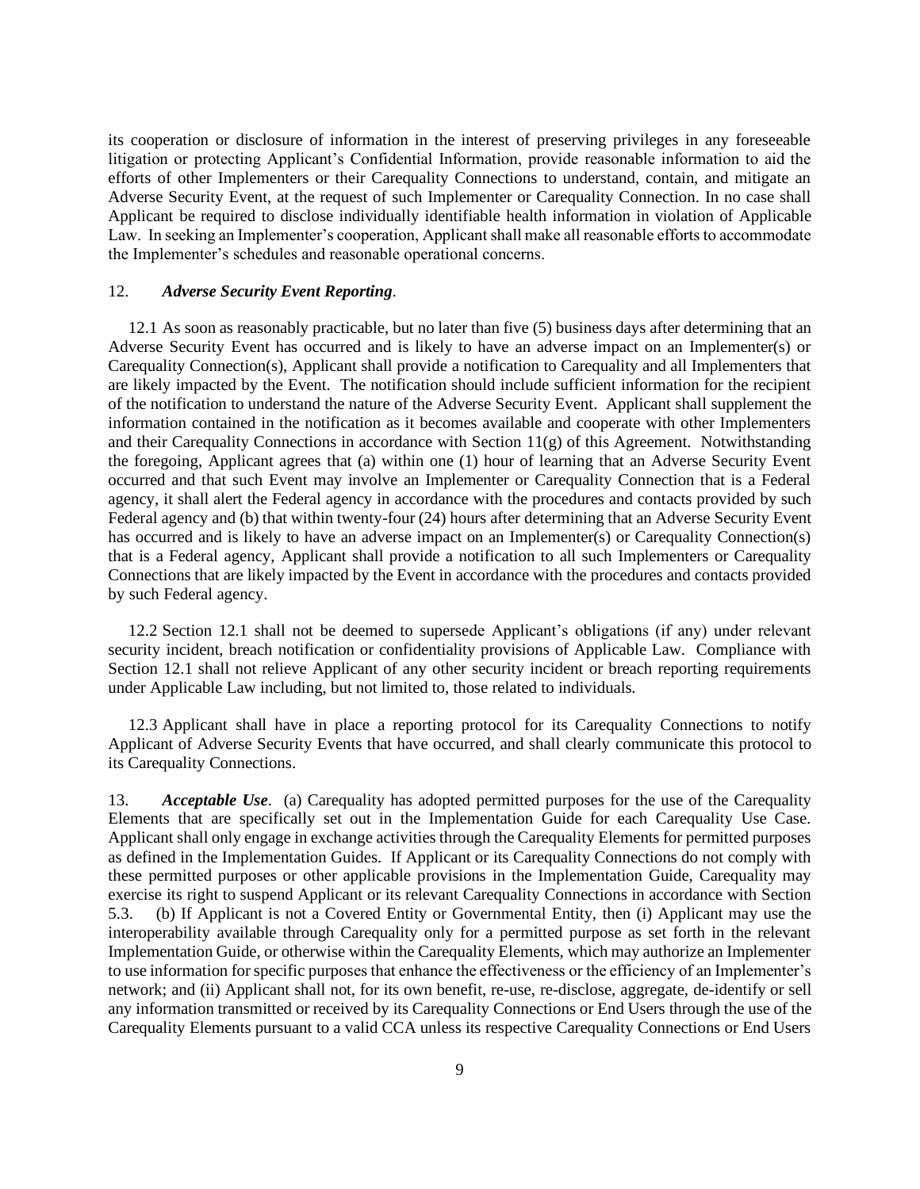its cooperation or disclosure of information in the interest of preserving privileges in any foreseeable litigation or protecting Applicant's Confidential Information, provide reasonable information to aid the efforts of other Implementers or their Carequality Connections to understand, contain, and mitigate an Adverse Security Event, at the request of such Implementer or Carequality Connection. In no case shall Applicant be required to disclose individually identifiable health information in violation of Applicable Law. In seeking an Implementer's cooperation, Applicant shall make all reasonable efforts to accommodate the Implementer's schedules and reasonable operational concerns.

12. ***Adverse Security Event Reporting***.

12.1 As soon as reasonably practicable, but no later than five (5) business days after determining that an Adverse Security Event has occurred and is likely to have an adverse impact on an Implementer(s) or Carequality Connection(s), Applicant shall provide a notification to Carequality and all Implementers that are likely impacted by the Event. The notification should include sufficient information for the recipient of the notification to understand the nature of the Adverse Security Event. Applicant shall supplement the information contained in the notification as it becomes available and cooperate with other Implementers and their Carequality Connections in accordance with Section 11(g) of this Agreement. Notwithstanding the foregoing, Applicant agrees that (a) within one (1) hour of learning that an Adverse Security Event occurred and that such Event may involve an Implementer or Carequality Connection that is a Federal agency, it shall alert the Federal agency in accordance with the procedures and contacts provided by such Federal agency and (b) that within twenty-four (24) hours after determining that an Adverse Security Event has occurred and is likely to have an adverse impact on an Implementer(s) or Carequality Connection(s) that is a Federal agency, Applicant shall provide a notification to all such Implementers or Carequality Connections that are likely impacted by the Event in accordance with the procedures and contacts provided by such Federal agency.

12.2 Section 12.1 shall not be deemed to supersede Applicant's obligations (if any) under relevant security incident, breach notification or confidentiality provisions of Applicable Law. Compliance with Section 12.1 shall not relieve Applicant of any other security incident or breach reporting requirements under Applicable Law including, but not limited to, those related to individuals.

12.3 Applicant shall have in place a reporting protocol for its Carequality Connections to notify Applicant of Adverse Security Events that have occurred, and shall clearly communicate this protocol to its Carequality Connections.

13. ***Acceptable Use***. (a) Carequality has adopted permitted purposes for the use of the Carequality Elements that are specifically set out in the Implementation Guide for each Carequality Use Case. Applicant shall only engage in exchange activities through the Carequality Elements for permitted purposes as defined in the Implementation Guides. If Applicant or its Carequality Connections do not comply with these permitted purposes or other applicable provisions in the Implementation Guide, Carequality may exercise its right to suspend Applicant or its relevant Carequality Connections in accordance with Section 5.3. (b) If Applicant is not a Covered Entity or Governmental Entity, then (i) Applicant may use the interoperability available through Carequality only for a permitted purpose as set forth in the relevant Implementation Guide, or otherwise within the Carequality Elements, which may authorize an Implementer to use information for specific purposes that enhance the effectiveness or the efficiency of an Implementer's network; and (ii) Applicant shall not, for its own benefit, re-use, re-disclose, aggregate, de-identify or sell any information transmitted or received by its Carequality Connections or End Users through the use of the Carequality Elements pursuant to a valid CCA unless its respective Carequality Connections or End Users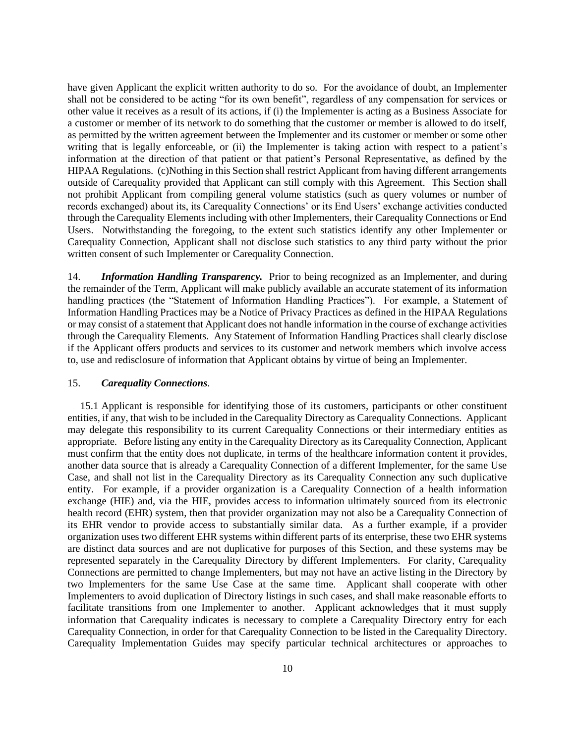have given Applicant the explicit written authority to do so. For the avoidance of doubt, an Implementer shall not be considered to be acting "for its own benefit", regardless of any compensation for services or other value it receives as a result of its actions, if (i) the Implementer is acting as a Business Associate for a customer or member of its network to do something that the customer or member is allowed to do itself, as permitted by the written agreement between the Implementer and its customer or member or some other writing that is legally enforceable, or (ii) the Implementer is taking action with respect to a patient's information at the direction of that patient or that patient's Personal Representative, as defined by the HIPAA Regulations. (c)Nothing in this Section shall restrict Applicant from having different arrangements outside of Carequality provided that Applicant can still comply with this Agreement. This Section shall not prohibit Applicant from compiling general volume statistics (such as query volumes or number of records exchanged) about its, its Carequality Connections' or its End Users' exchange activities conducted through the Carequality Elements including with other Implementers, their Carequality Connections or End Users. Notwithstanding the foregoing, to the extent such statistics identify any other Implementer or Carequality Connection, Applicant shall not disclose such statistics to any third party without the prior written consent of such Implementer or Carequality Connection.

14. ***Information Handling Transparency.*** Prior to being recognized as an Implementer, and during the remainder of the Term, Applicant will make publicly available an accurate statement of its information handling practices (the "Statement of Information Handling Practices"). For example, a Statement of Information Handling Practices may be a Notice of Privacy Practices as defined in the HIPAA Regulations or may consist of a statement that Applicant does not handle information in the course of exchange activities through the Carequality Elements. Any Statement of Information Handling Practices shall clearly disclose if the Applicant offers products and services to its customer and network members which involve access to, use and redisclosure of information that Applicant obtains by virtue of being an Implementer.

15. ***Carequality Connections***.

15.1 Applicant is responsible for identifying those of its customers, participants or other constituent entities, if any, that wish to be included in the Carequality Directory as Carequality Connections. Applicant may delegate this responsibility to its current Carequality Connections or their intermediary entities as appropriate. Before listing any entity in the Carequality Directory as its Carequality Connection, Applicant must confirm that the entity does not duplicate, in terms of the healthcare information content it provides, another data source that is already a Carequality Connection of a different Implementer, for the same Use Case, and shall not list in the Carequality Directory as its Carequality Connection any such duplicative entity. For example, if a provider organization is a Carequality Connection of a health information exchange (HIE) and, via the HIE, provides access to information ultimately sourced from its electronic health record (EHR) system, then that provider organization may not also be a Carequality Connection of its EHR vendor to provide access to substantially similar data. As a further example, if a provider organization uses two different EHR systems within different parts of its enterprise, these two EHR systems are distinct data sources and are not duplicative for purposes of this Section, and these systems may be represented separately in the Carequality Directory by different Implementers. For clarity, Carequality Connections are permitted to change Implementers, but may not have an active listing in the Directory by two Implementers for the same Use Case at the same time. Applicant shall cooperate with other Implementers to avoid duplication of Directory listings in such cases, and shall make reasonable efforts to facilitate transitions from one Implementer to another. Applicant acknowledges that it must supply information that Carequality indicates is necessary to complete a Carequality Directory entry for each Carequality Connection, in order for that Carequality Connection to be listed in the Carequality Directory. Carequality Implementation Guides may specify particular technical architectures or approaches to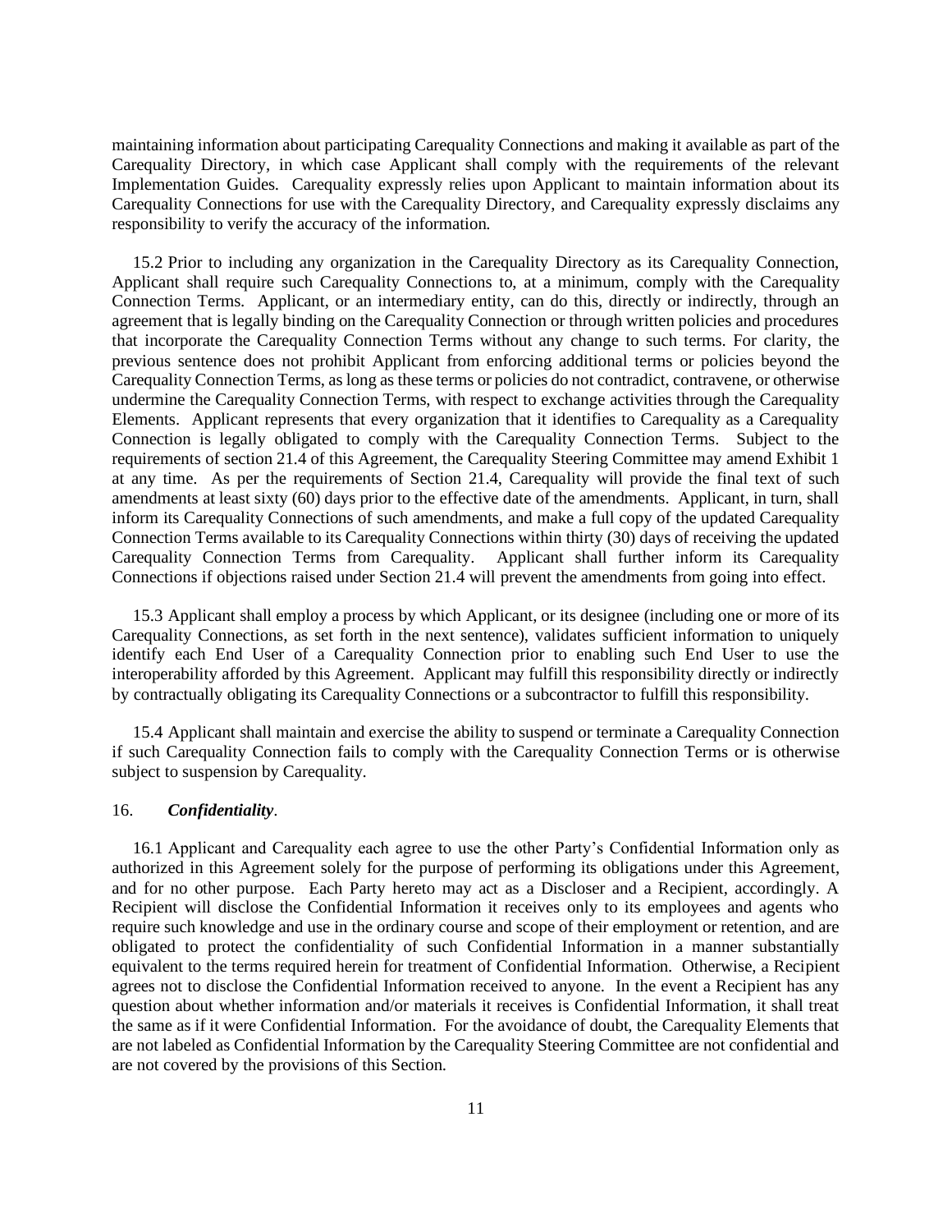maintaining information about participating Carequality Connections and making it available as part of the Carequality Directory, in which case Applicant shall comply with the requirements of the relevant Implementation Guides. Carequality expressly relies upon Applicant to maintain information about its Carequality Connections for use with the Carequality Directory, and Carequality expressly disclaims any responsibility to verify the accuracy of the information.

15.2 Prior to including any organization in the Carequality Directory as its Carequality Connection, Applicant shall require such Carequality Connections to, at a minimum, comply with the Carequality Connection Terms. Applicant, or an intermediary entity, can do this, directly or indirectly, through an agreement that is legally binding on the Carequality Connection or through written policies and procedures that incorporate the Carequality Connection Terms without any change to such terms. For clarity, the previous sentence does not prohibit Applicant from enforcing additional terms or policies beyond the Carequality Connection Terms, as long as these terms or policies do not contradict, contravene, or otherwise undermine the Carequality Connection Terms, with respect to exchange activities through the Carequality Elements. Applicant represents that every organization that it identifies to Carequality as a Carequality Connection is legally obligated to comply with the Carequality Connection Terms. Subject to the requirements of section 21.4 of this Agreement, the Carequality Steering Committee may amend Exhibit 1 at any time. As per the requirements of Section 21.4, Carequality will provide the final text of such amendments at least sixty (60) days prior to the effective date of the amendments. Applicant, in turn, shall inform its Carequality Connections of such amendments, and make a full copy of the updated Carequality Connection Terms available to its Carequality Connections within thirty (30) days of receiving the updated Carequality Connection Terms from Carequality. Applicant shall further inform its Carequality Connections if objections raised under Section 21.4 will prevent the amendments from going into effect.

15.3 Applicant shall employ a process by which Applicant, or its designee (including one or more of its Carequality Connections, as set forth in the next sentence), validates sufficient information to uniquely identify each End User of a Carequality Connection prior to enabling such End User to use the interoperability afforded by this Agreement. Applicant may fulfill this responsibility directly or indirectly by contractually obligating its Carequality Connections or a subcontractor to fulfill this responsibility.

15.4 Applicant shall maintain and exercise the ability to suspend or terminate a Carequality Connection if such Carequality Connection fails to comply with the Carequality Connection Terms or is otherwise subject to suspension by Carequality.

16. ***Confidentiality***.

16.1 Applicant and Carequality each agree to use the other Party's Confidential Information only as authorized in this Agreement solely for the purpose of performing its obligations under this Agreement, and for no other purpose. Each Party hereto may act as a Discloser and a Recipient, accordingly. A Recipient will disclose the Confidential Information it receives only to its employees and agents who require such knowledge and use in the ordinary course and scope of their employment or retention, and are obligated to protect the confidentiality of such Confidential Information in a manner substantially equivalent to the terms required herein for treatment of Confidential Information. Otherwise, a Recipient agrees not to disclose the Confidential Information received to anyone. In the event a Recipient has any question about whether information and/or materials it receives is Confidential Information, it shall treat the same as if it were Confidential Information. For the avoidance of doubt, the Carequality Elements that are not labeled as Confidential Information by the Carequality Steering Committee are not confidential and are not covered by the provisions of this Section.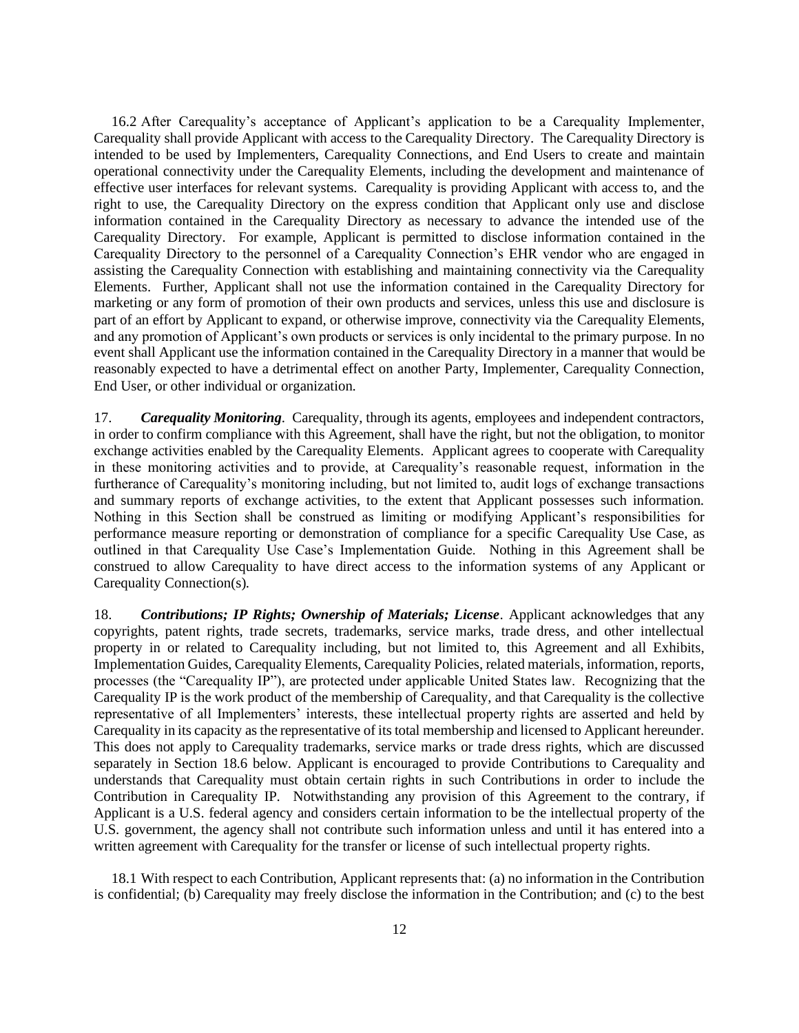16.2 After Carequality's acceptance of Applicant's application to be a Carequality Implementer, Carequality shall provide Applicant with access to the Carequality Directory. The Carequality Directory is intended to be used by Implementers, Carequality Connections, and End Users to create and maintain operational connectivity under the Carequality Elements, including the development and maintenance of effective user interfaces for relevant systems. Carequality is providing Applicant with access to, and the right to use, the Carequality Directory on the express condition that Applicant only use and disclose information contained in the Carequality Directory as necessary to advance the intended use of the Carequality Directory. For example, Applicant is permitted to disclose information contained in the Carequality Directory to the personnel of a Carequality Connection's EHR vendor who are engaged in assisting the Carequality Connection with establishing and maintaining connectivity via the Carequality Elements. Further, Applicant shall not use the information contained in the Carequality Directory for marketing or any form of promotion of their own products and services, unless this use and disclosure is part of an effort by Applicant to expand, or otherwise improve, connectivity via the Carequality Elements, and any promotion of Applicant's own products or services is only incidental to the primary purpose. In no event shall Applicant use the information contained in the Carequality Directory in a manner that would be reasonably expected to have a detrimental effect on another Party, Implementer, Carequality Connection, End User, or other individual or organization.

17. ***Carequality Monitoring***. Carequality, through its agents, employees and independent contractors, in order to confirm compliance with this Agreement, shall have the right, but not the obligation, to monitor exchange activities enabled by the Carequality Elements. Applicant agrees to cooperate with Carequality in these monitoring activities and to provide, at Carequality's reasonable request, information in the furtherance of Carequality's monitoring including, but not limited to, audit logs of exchange transactions and summary reports of exchange activities, to the extent that Applicant possesses such information. Nothing in this Section shall be construed as limiting or modifying Applicant's responsibilities for performance measure reporting or demonstration of compliance for a specific Carequality Use Case, as outlined in that Carequality Use Case's Implementation Guide. Nothing in this Agreement shall be construed to allow Carequality to have direct access to the information systems of any Applicant or Carequality Connection(s).

18. ***Contributions; IP Rights; Ownership of Materials; License***. Applicant acknowledges that any copyrights, patent rights, trade secrets, trademarks, service marks, trade dress, and other intellectual property in or related to Carequality including, but not limited to, this Agreement and all Exhibits, Implementation Guides, Carequality Elements, Carequality Policies, related materials, information, reports, processes (the "Carequality IP"), are protected under applicable United States law. Recognizing that the Carequality IP is the work product of the membership of Carequality, and that Carequality is the collective representative of all Implementers' interests, these intellectual property rights are asserted and held by Carequality in its capacity as the representative of its total membership and licensed to Applicant hereunder. This does not apply to Carequality trademarks, service marks or trade dress rights, which are discussed separately in Section 18.6 below. Applicant is encouraged to provide Contributions to Carequality and understands that Carequality must obtain certain rights in such Contributions in order to include the Contribution in Carequality IP. Notwithstanding any provision of this Agreement to the contrary, if Applicant is a U.S. federal agency and considers certain information to be the intellectual property of the U.S. government, the agency shall not contribute such information unless and until it has entered into a written agreement with Carequality for the transfer or license of such intellectual property rights.

18.1 With respect to each Contribution, Applicant represents that: (a) no information in the Contribution is confidential; (b) Carequality may freely disclose the information in the Contribution; and (c) to the best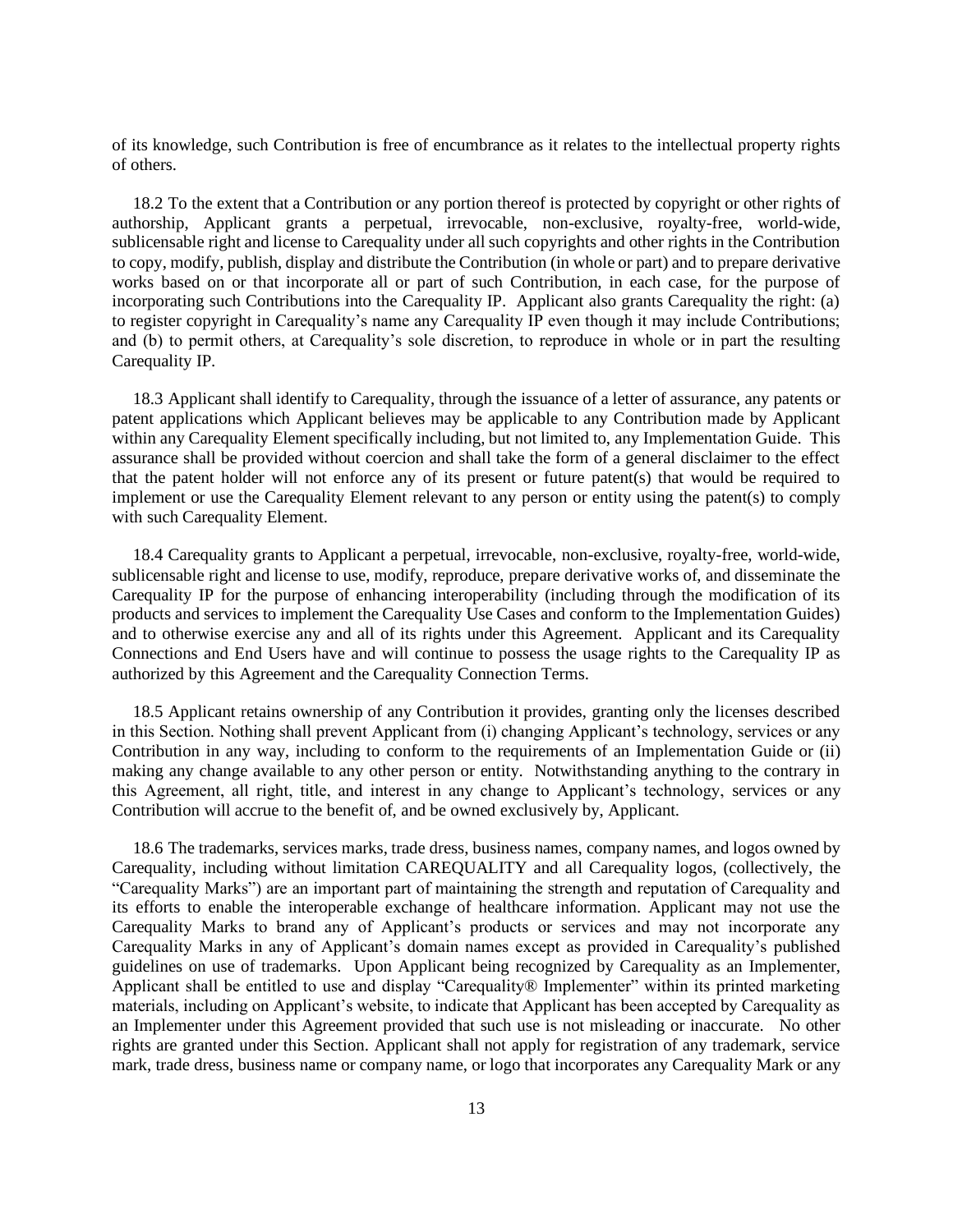of its knowledge, such Contribution is free of encumbrance as it relates to the intellectual property rights of others.

18.2 To the extent that a Contribution or any portion thereof is protected by copyright or other rights of authorship, Applicant grants a perpetual, irrevocable, non-exclusive, royalty-free, world-wide, sublicensable right and license to Carequality under all such copyrights and other rights in the Contribution to copy, modify, publish, display and distribute the Contribution (in whole or part) and to prepare derivative works based on or that incorporate all or part of such Contribution, in each case, for the purpose of incorporating such Contributions into the Carequality IP. Applicant also grants Carequality the right: (a) to register copyright in Carequality's name any Carequality IP even though it may include Contributions; and (b) to permit others, at Carequality's sole discretion, to reproduce in whole or in part the resulting Carequality IP.

18.3 Applicant shall identify to Carequality, through the issuance of a letter of assurance, any patents or patent applications which Applicant believes may be applicable to any Contribution made by Applicant within any Carequality Element specifically including, but not limited to, any Implementation Guide. This assurance shall be provided without coercion and shall take the form of a general disclaimer to the effect that the patent holder will not enforce any of its present or future patent(s) that would be required to implement or use the Carequality Element relevant to any person or entity using the patent(s) to comply with such Carequality Element.

18.4 Carequality grants to Applicant a perpetual, irrevocable, non-exclusive, royalty-free, world-wide, sublicensable right and license to use, modify, reproduce, prepare derivative works of, and disseminate the Carequality IP for the purpose of enhancing interoperability (including through the modification of its products and services to implement the Carequality Use Cases and conform to the Implementation Guides) and to otherwise exercise any and all of its rights under this Agreement. Applicant and its Carequality Connections and End Users have and will continue to possess the usage rights to the Carequality IP as authorized by this Agreement and the Carequality Connection Terms.

18.5 Applicant retains ownership of any Contribution it provides, granting only the licenses described in this Section. Nothing shall prevent Applicant from (i) changing Applicant's technology, services or any Contribution in any way, including to conform to the requirements of an Implementation Guide or (ii) making any change available to any other person or entity. Notwithstanding anything to the contrary in this Agreement, all right, title, and interest in any change to Applicant's technology, services or any Contribution will accrue to the benefit of, and be owned exclusively by, Applicant.

18.6 The trademarks, services marks, trade dress, business names, company names, and logos owned by Carequality, including without limitation CAREQUALITY and all Carequality logos, (collectively, the "Carequality Marks") are an important part of maintaining the strength and reputation of Carequality and its efforts to enable the interoperable exchange of healthcare information. Applicant may not use the Carequality Marks to brand any of Applicant's products or services and may not incorporate any Carequality Marks in any of Applicant's domain names except as provided in Carequality's published guidelines on use of trademarks. Upon Applicant being recognized by Carequality as an Implementer, Applicant shall be entitled to use and display "Carequality® Implementer" within its printed marketing materials, including on Applicant's website, to indicate that Applicant has been accepted by Carequality as an Implementer under this Agreement provided that such use is not misleading or inaccurate. No other rights are granted under this Section. Applicant shall not apply for registration of any trademark, service mark, trade dress, business name or company name, or logo that incorporates any Carequality Mark or any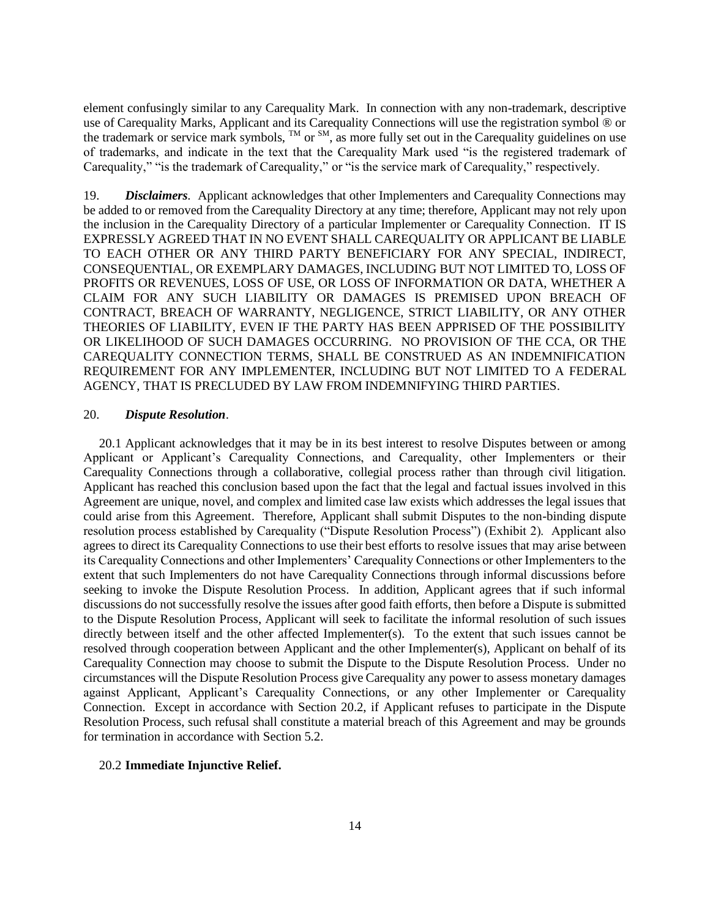element confusingly similar to any Carequality Mark. In connection with any non-trademark, descriptive use of Carequality Marks, Applicant and its Carequality Connections will use the registration symbol ® or the trademark or service mark symbols, ™ or ℠, as more fully set out in the Carequality guidelines on use of trademarks, and indicate in the text that the Carequality Mark used "is the registered trademark of Carequality," "is the trademark of Carequality," or "is the service mark of Carequality," respectively.

19. ***Disclaimers***. Applicant acknowledges that other Implementers and Carequality Connections may be added to or removed from the Carequality Directory at any time; therefore, Applicant may not rely upon the inclusion in the Carequality Directory of a particular Implementer or Carequality Connection. IT IS EXPRESSLY AGREED THAT IN NO EVENT SHALL CAREQUALITY OR APPLICANT BE LIABLE TO EACH OTHER OR ANY THIRD PARTY BENEFICIARY FOR ANY SPECIAL, INDIRECT, CONSEQUENTIAL, OR EXEMPLARY DAMAGES, INCLUDING BUT NOT LIMITED TO, LOSS OF PROFITS OR REVENUES, LOSS OF USE, OR LOSS OF INFORMATION OR DATA, WHETHER A CLAIM FOR ANY SUCH LIABILITY OR DAMAGES IS PREMISED UPON BREACH OF CONTRACT, BREACH OF WARRANTY, NEGLIGENCE, STRICT LIABILITY, OR ANY OTHER THEORIES OF LIABILITY, EVEN IF THE PARTY HAS BEEN APPRISED OF THE POSSIBILITY OR LIKELIHOOD OF SUCH DAMAGES OCCURRING. NO PROVISION OF THE CCA, OR THE CAREQUALITY CONNECTION TERMS, SHALL BE CONSTRUED AS AN INDEMNIFICATION REQUIREMENT FOR ANY IMPLEMENTER, INCLUDING BUT NOT LIMITED TO A FEDERAL AGENCY, THAT IS PRECLUDED BY LAW FROM INDEMNIFYING THIRD PARTIES.

20. ***Dispute Resolution***.

20.1 Applicant acknowledges that it may be in its best interest to resolve Disputes between or among Applicant or Applicant's Carequality Connections, and Carequality, other Implementers or their Carequality Connections through a collaborative, collegial process rather than through civil litigation. Applicant has reached this conclusion based upon the fact that the legal and factual issues involved in this Agreement are unique, novel, and complex and limited case law exists which addresses the legal issues that could arise from this Agreement. Therefore, Applicant shall submit Disputes to the non-binding dispute resolution process established by Carequality ("Dispute Resolution Process") (Exhibit 2). Applicant also agrees to direct its Carequality Connections to use their best efforts to resolve issues that may arise between its Carequality Connections and other Implementers' Carequality Connections or other Implementers to the extent that such Implementers do not have Carequality Connections through informal discussions before seeking to invoke the Dispute Resolution Process. In addition, Applicant agrees that if such informal discussions do not successfully resolve the issues after good faith efforts, then before a Dispute is submitted to the Dispute Resolution Process, Applicant will seek to facilitate the informal resolution of such issues directly between itself and the other affected Implementer(s). To the extent that such issues cannot be resolved through cooperation between Applicant and the other Implementer(s), Applicant on behalf of its Carequality Connection may choose to submit the Dispute to the Dispute Resolution Process. Under no circumstances will the Dispute Resolution Process give Carequality any power to assess monetary damages against Applicant, Applicant's Carequality Connections, or any other Implementer or Carequality Connection. Except in accordance with Section 20.2, if Applicant refuses to participate in the Dispute Resolution Process, such refusal shall constitute a material breach of this Agreement and may be grounds for termination in accordance with Section 5.2.

20.2 **Immediate Injunctive Relief.**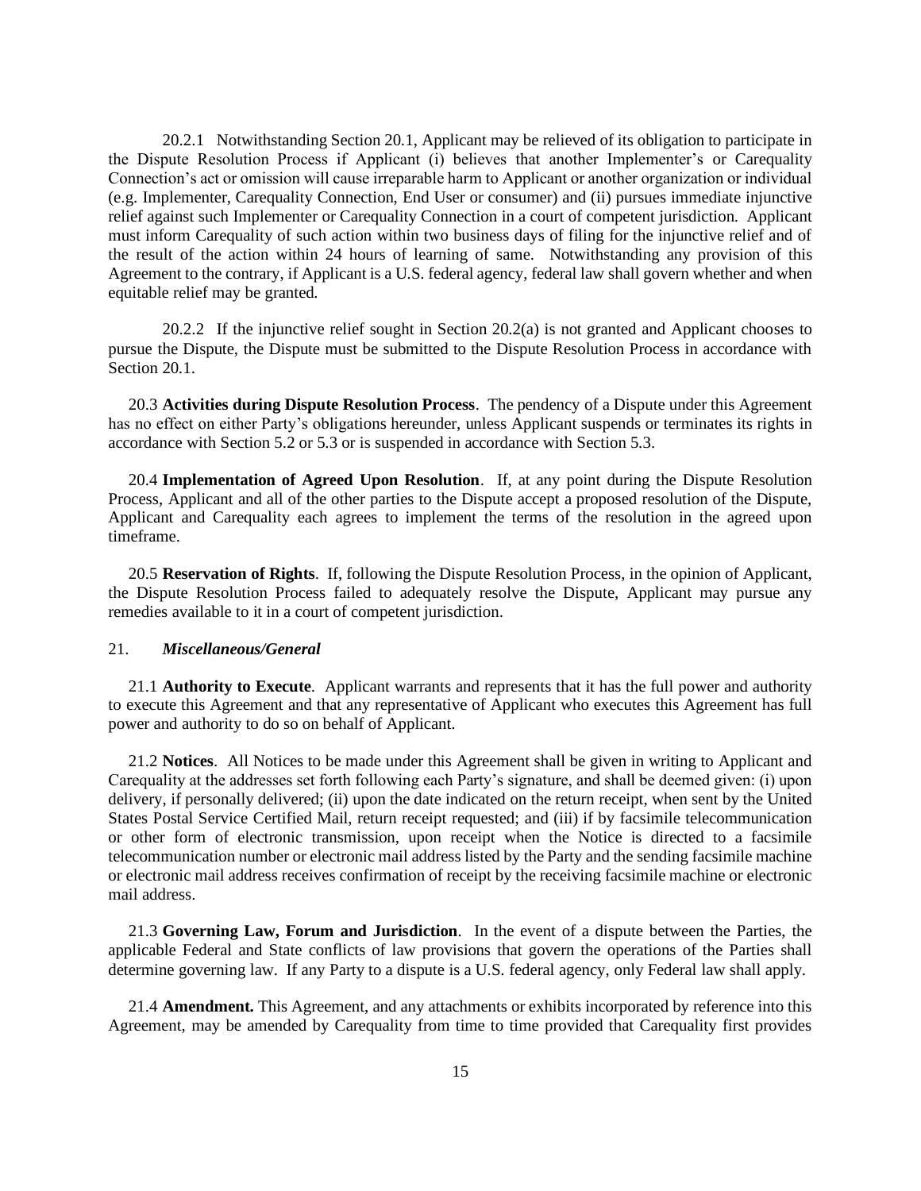20.2.1 Notwithstanding Section 20.1, Applicant may be relieved of its obligation to participate in the Dispute Resolution Process if Applicant (i) believes that another Implementer's or Carequality Connection's act or omission will cause irreparable harm to Applicant or another organization or individual (e.g. Implementer, Carequality Connection, End User or consumer) and (ii) pursues immediate injunctive relief against such Implementer or Carequality Connection in a court of competent jurisdiction. Applicant must inform Carequality of such action within two business days of filing for the injunctive relief and of the result of the action within 24 hours of learning of same. Notwithstanding any provision of this Agreement to the contrary, if Applicant is a U.S. federal agency, federal law shall govern whether and when equitable relief may be granted.

20.2.2 If the injunctive relief sought in Section 20.2(a) is not granted and Applicant chooses to pursue the Dispute, the Dispute must be submitted to the Dispute Resolution Process in accordance with Section 20.1.

20.3 **Activities during Dispute Resolution Process**. The pendency of a Dispute under this Agreement has no effect on either Party's obligations hereunder, unless Applicant suspends or terminates its rights in accordance with Section 5.2 or 5.3 or is suspended in accordance with Section 5.3.

20.4 **Implementation of Agreed Upon Resolution**. If, at any point during the Dispute Resolution Process, Applicant and all of the other parties to the Dispute accept a proposed resolution of the Dispute, Applicant and Carequality each agrees to implement the terms of the resolution in the agreed upon timeframe.

20.5 **Reservation of Rights**. If, following the Dispute Resolution Process, in the opinion of Applicant, the Dispute Resolution Process failed to adequately resolve the Dispute, Applicant may pursue any remedies available to it in a court of competent jurisdiction.

## 21. ***Miscellaneous/General***

21.1 **Authority to Execute**. Applicant warrants and represents that it has the full power and authority to execute this Agreement and that any representative of Applicant who executes this Agreement has full power and authority to do so on behalf of Applicant.

21.2 **Notices**. All Notices to be made under this Agreement shall be given in writing to Applicant and Carequality at the addresses set forth following each Party's signature, and shall be deemed given: (i) upon delivery, if personally delivered; (ii) upon the date indicated on the return receipt, when sent by the United States Postal Service Certified Mail, return receipt requested; and (iii) if by facsimile telecommunication or other form of electronic transmission, upon receipt when the Notice is directed to a facsimile telecommunication number or electronic mail address listed by the Party and the sending facsimile machine or electronic mail address receives confirmation of receipt by the receiving facsimile machine or electronic mail address.

21.3 **Governing Law, Forum and Jurisdiction**. In the event of a dispute between the Parties, the applicable Federal and State conflicts of law provisions that govern the operations of the Parties shall determine governing law. If any Party to a dispute is a U.S. federal agency, only Federal law shall apply.

21.4 **Amendment.** This Agreement, and any attachments or exhibits incorporated by reference into this Agreement, may be amended by Carequality from time to time provided that Carequality first provides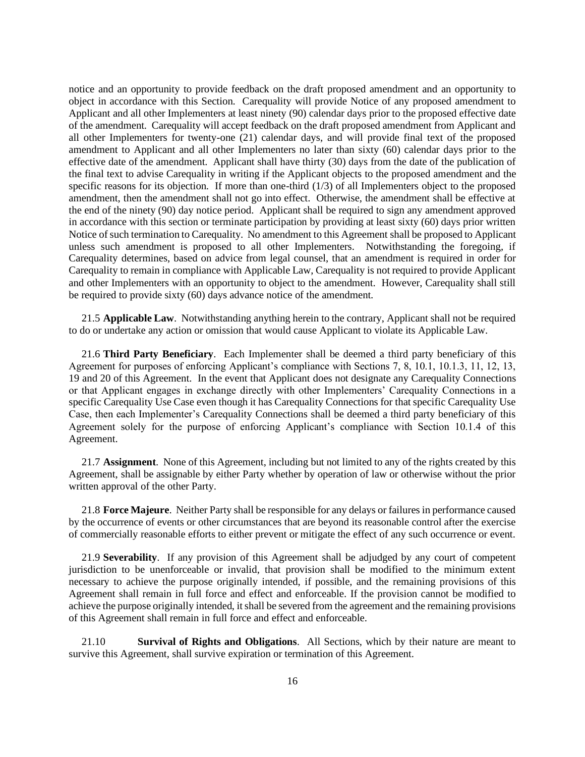notice and an opportunity to provide feedback on the draft proposed amendment and an opportunity to object in accordance with this Section. Carequality will provide Notice of any proposed amendment to Applicant and all other Implementers at least ninety (90) calendar days prior to the proposed effective date of the amendment. Carequality will accept feedback on the draft proposed amendment from Applicant and all other Implementers for twenty-one (21) calendar days, and will provide final text of the proposed amendment to Applicant and all other Implementers no later than sixty (60) calendar days prior to the effective date of the amendment. Applicant shall have thirty (30) days from the date of the publication of the final text to advise Carequality in writing if the Applicant objects to the proposed amendment and the specific reasons for its objection. If more than one-third (1/3) of all Implementers object to the proposed amendment, then the amendment shall not go into effect. Otherwise, the amendment shall be effective at the end of the ninety (90) day notice period. Applicant shall be required to sign any amendment approved in accordance with this section or terminate participation by providing at least sixty (60) days prior written Notice of such termination to Carequality. No amendment to this Agreement shall be proposed to Applicant unless such amendment is proposed to all other Implementers. Notwithstanding the foregoing, if Carequality determines, based on advice from legal counsel, that an amendment is required in order for Carequality to remain in compliance with Applicable Law, Carequality is not required to provide Applicant and other Implementers with an opportunity to object to the amendment. However, Carequality shall still be required to provide sixty (60) days advance notice of the amendment.

21.5 **Applicable Law**. Notwithstanding anything herein to the contrary, Applicant shall not be required to do or undertake any action or omission that would cause Applicant to violate its Applicable Law.

21.6 **Third Party Beneficiary**. Each Implementer shall be deemed a third party beneficiary of this Agreement for purposes of enforcing Applicant's compliance with Sections 7, 8, 10.1, 10.1.3, 11, 12, 13, 19 and 20 of this Agreement. In the event that Applicant does not designate any Carequality Connections or that Applicant engages in exchange directly with other Implementers' Carequality Connections in a specific Carequality Use Case even though it has Carequality Connections for that specific Carequality Use Case, then each Implementer's Carequality Connections shall be deemed a third party beneficiary of this Agreement solely for the purpose of enforcing Applicant's compliance with Section 10.1.4 of this Agreement.

21.7 **Assignment**. None of this Agreement, including but not limited to any of the rights created by this Agreement, shall be assignable by either Party whether by operation of law or otherwise without the prior written approval of the other Party.

21.8 **Force Majeure**. Neither Party shall be responsible for any delays or failures in performance caused by the occurrence of events or other circumstances that are beyond its reasonable control after the exercise of commercially reasonable efforts to either prevent or mitigate the effect of any such occurrence or event.

21.9 **Severability**. If any provision of this Agreement shall be adjudged by any court of competent jurisdiction to be unenforceable or invalid, that provision shall be modified to the minimum extent necessary to achieve the purpose originally intended, if possible, and the remaining provisions of this Agreement shall remain in full force and effect and enforceable. If the provision cannot be modified to achieve the purpose originally intended, it shall be severed from the agreement and the remaining provisions of this Agreement shall remain in full force and effect and enforceable.

21.10 **Survival of Rights and Obligations**. All Sections, which by their nature are meant to survive this Agreement, shall survive expiration or termination of this Agreement.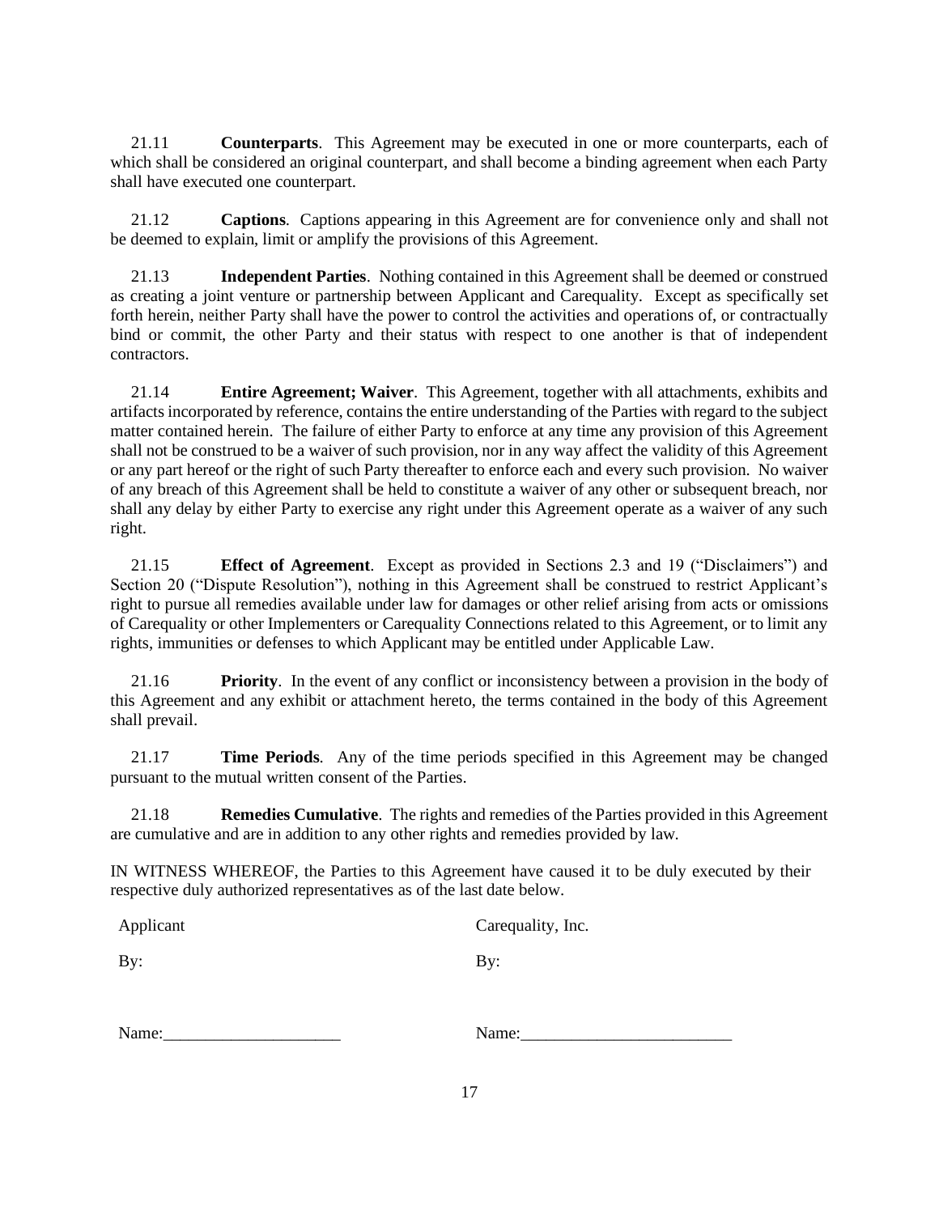21.11 **Counterparts**. This Agreement may be executed in one or more counterparts, each of which shall be considered an original counterpart, and shall become a binding agreement when each Party shall have executed one counterpart.

21.12 **Captions**. Captions appearing in this Agreement are for convenience only and shall not be deemed to explain, limit or amplify the provisions of this Agreement.

21.13 **Independent Parties**. Nothing contained in this Agreement shall be deemed or construed as creating a joint venture or partnership between Applicant and Carequality. Except as specifically set forth herein, neither Party shall have the power to control the activities and operations of, or contractually bind or commit, the other Party and their status with respect to one another is that of independent contractors.

21.14 **Entire Agreement; Waiver**. This Agreement, together with all attachments, exhibits and artifacts incorporated by reference, contains the entire understanding of the Parties with regard to the subject matter contained herein. The failure of either Party to enforce at any time any provision of this Agreement shall not be construed to be a waiver of such provision, nor in any way affect the validity of this Agreement or any part hereof or the right of such Party thereafter to enforce each and every such provision. No waiver of any breach of this Agreement shall be held to constitute a waiver of any other or subsequent breach, nor shall any delay by either Party to exercise any right under this Agreement operate as a waiver of any such right.

21.15 **Effect of Agreement**. Except as provided in Sections 2.3 and 19 ("Disclaimers") and Section 20 ("Dispute Resolution"), nothing in this Agreement shall be construed to restrict Applicant's right to pursue all remedies available under law for damages or other relief arising from acts or omissions of Carequality or other Implementers or Carequality Connections related to this Agreement, or to limit any rights, immunities or defenses to which Applicant may be entitled under Applicable Law.

21.16 **Priority**. In the event of any conflict or inconsistency between a provision in the body of this Agreement and any exhibit or attachment hereto, the terms contained in the body of this Agreement shall prevail.

21.17 **Time Periods**. Any of the time periods specified in this Agreement may be changed pursuant to the mutual written consent of the Parties.

21.18 **Remedies Cumulative**. The rights and remedies of the Parties provided in this Agreement are cumulative and are in addition to any other rights and remedies provided by law.

IN WITNESS WHEREOF, the Parties to this Agreement have caused it to be duly executed by their respective duly authorized representatives as of the last date below.

| Applicant | Carequality, Inc. |
|---|---|
| By: | By: |
| Name:_____________________ | Name:_________________________ |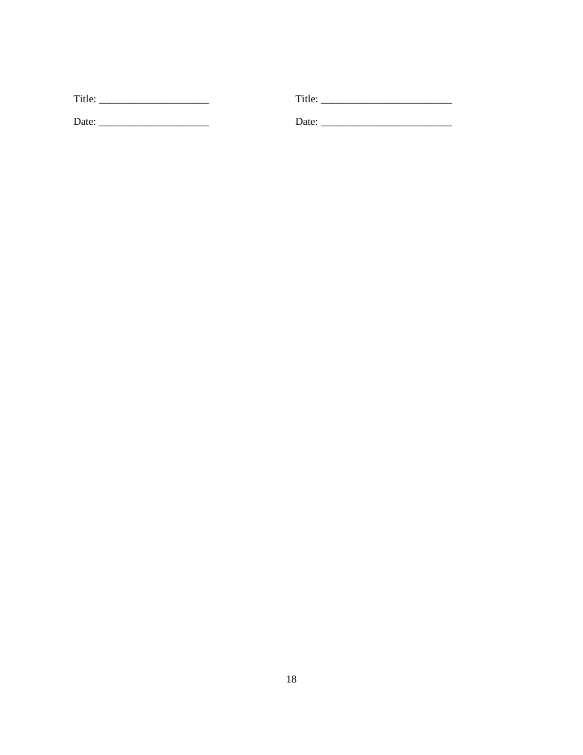| | |
|---|---|
| Title: _____________________ | Title: _________________________ |
| Date: _____________________ | Date: _________________________ |